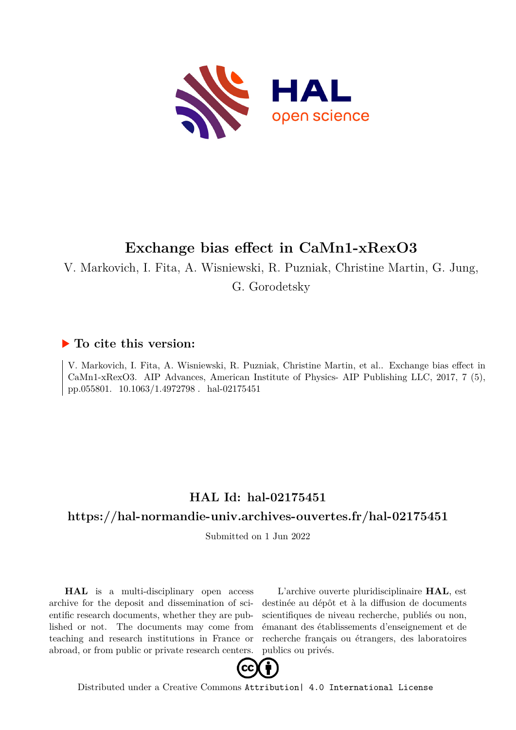# Exchange bias effect in CaMn1-xRexO3

V. Markovich, I. Fita, A. Wisniewski, R. Puzniak, Christine Martin, G. Jung, G. Gorodetsky

## ▶ To cite this version:

V. Markovich, I. Fita, A. Wisniewski, R. Puzniak, Christine Martin, et al.. Exchange bias effect in CaMn1-xRexO3. AIP Advances, American Institute of Physics- AIP Publishing LLC, 2017, 7 (5), pp.055801. 10.1063/1.4972798 . hal-02175451

## HAL Id: hal-02175451

## https://hal-normandie-univ.archives-ouvertes.fr/hal-02175451

Submitted on 1 Jun 2022

**HAL** is a multi-disciplinary open access archive for the deposit and dissemination of scientific research documents, whether they are published or not. The documents may come from teaching and research institutions in France or abroad, or from public or private research centers.

L'archive ouverte pluridisciplinaire **HAL**, est destinée au dépôt et à la diffusion de documents scientifiques de niveau recherche, publiés ou non, émanant des établissements d'enseignement et de recherche français ou étrangers, des laboratoires publics ou privés.

Distributed under a Creative Commons Attribution| 4.0 International License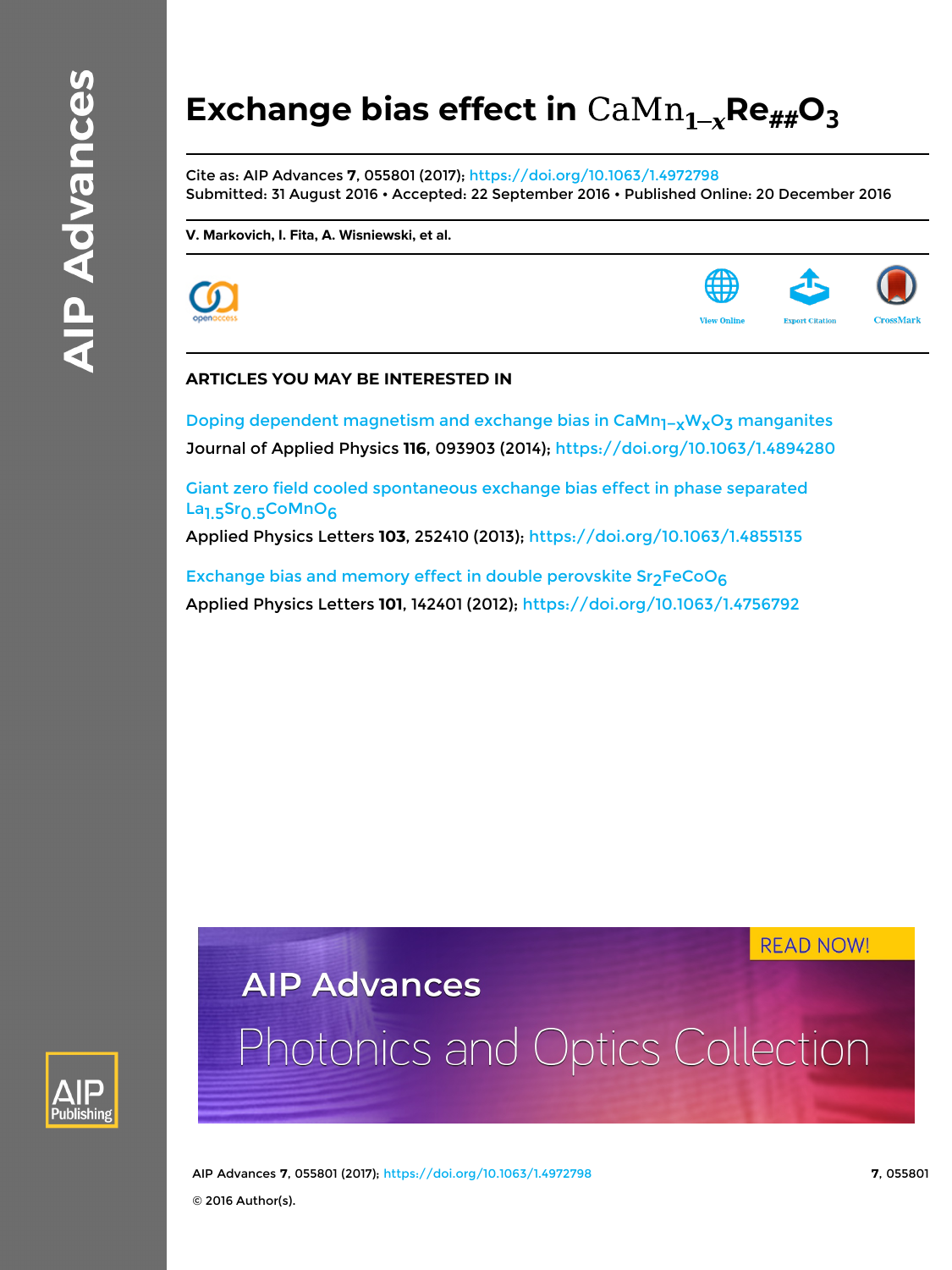# Exchange bias effect in $CaMn_{1-x}Re_{##}O_3$

Cite as: AIP Advances **7**, 055801 (2017); https://doi.org/10.1063/1.4972798

Submitted: 31 August 2016 • Accepted: 22 September 2016 • Published Online: 20 December 2016

**V. Markovich, I. Fita, A. Wisniewski, et al.**

## ARTICLES YOU MAY BE INTERESTED IN

Doping dependent magnetism and exchange bias in $CaMn_{1-x}W_xO_3$ manganites

Journal of Applied Physics **116**, 093903 (2014); https://doi.org/10.1063/1.4894280

Giant zero field cooled spontaneous exchange bias effect in phase separated $La_{1.5}Sr_{0.5}CoMnO_6$

Applied Physics Letters **103**, 252410 (2013); https://doi.org/10.1063/1.4855135

Exchange bias and memory effect in double perovskite $Sr_2FeCoO_6$

Applied Physics Letters **101**, 142401 (2012); https://doi.org/10.1063/1.4756792

© 2016 Author(s).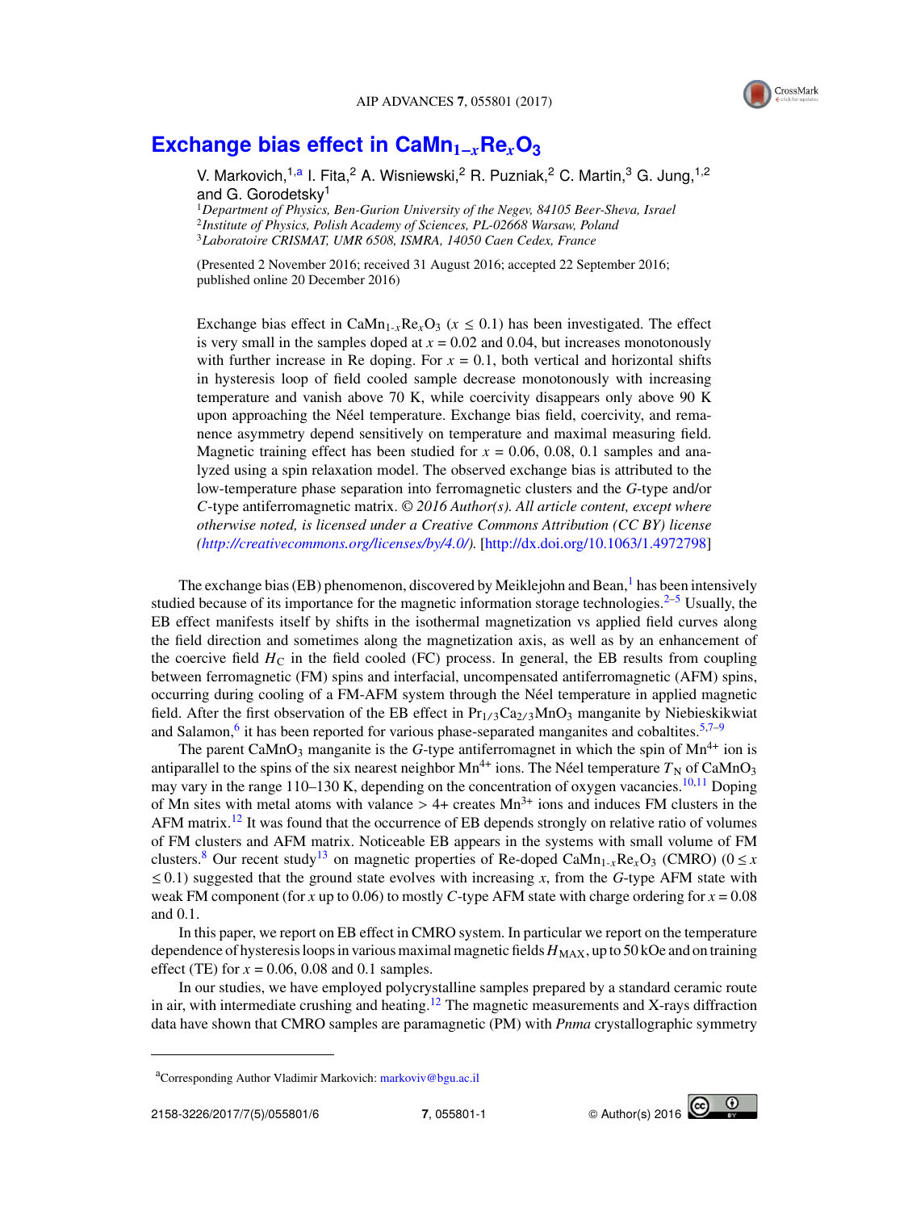# Exchange bias effect in $CaMn_{1-x}Re_xO_3$

V. Markovich,[1,a] I. Fita,[2] A. Wisniewski,[2] R. Puzniak,[2] C. Martin,[3] G. Jung,[1,2] and G. Gorodetsky[1]

[1]*Department of Physics, Ben-Gurion University of the Negev, 84105 Beer-Sheva, Israel*
[2]*Institute of Physics, Polish Academy of Sciences, PL-02668 Warsaw, Poland*
[3]*Laboratoire CRISMAT, UMR 6508, ISMRA, 14050 Caen Cedex, France*

(Presented 2 November 2016; received 31 August 2016; accepted 22 September 2016; published online 20 December 2016)

Exchange bias effect in $CaMn_{1-x}Re_xO_3$ ($x \leq 0.1$) has been investigated. The effect is very small in the samples doped at $x = 0.02$ and 0.04, but increases monotonously with further increase in Re doping. For $x = 0.1$, both vertical and horizontal shifts in hysteresis loop of field cooled sample decrease monotonously with increasing temperature and vanish above 70 K, while coercivity disappears only above 90 K upon approaching the Néel temperature. Exchange bias field, coercivity, and remanence asymmetry depend sensitively on temperature and maximal measuring field. Magnetic training effect has been studied for $x = 0.06$, 0.08, 0.1 samples and analyzed using a spin relaxation model. The observed exchange bias is attributed to the low-temperature phase separation into ferromagnetic clusters and the *G*-type and/or *C*-type antiferromagnetic matrix. *© 2016 Author(s). All article content, except where otherwise noted, is licensed under a Creative Commons Attribution (CC BY) license (http://creativecommons.org/licenses/by/4.0/).* [http://dx.doi.org/10.1063/1.4972798]

The exchange bias (EB) phenomenon, discovered by Meiklejohn and Bean,[1] has been intensively studied because of its importance for the magnetic information storage technologies.[2–5] Usually, the EB effect manifests itself by shifts in the isothermal magnetization vs applied field curves along the field direction and sometimes along the magnetization axis, as well as by an enhancement of the coercive field $H_C$ in the field cooled (FC) process. In general, the EB results from coupling between ferromagnetic (FM) spins and interfacial, uncompensated antiferromagnetic (AFM) spins, occurring during cooling of a FM-AFM system through the Néel temperature in applied magnetic field. After the first observation of the EB effect in $Pr_{1/3}Ca_{2/3}MnO_3$ manganite by Niebieskikwiat and Salamon,[6] it has been reported for various phase-separated manganites and cobaltites.[5,7–9]

The parent $CaMnO_3$ manganite is the *G*-type antiferromagnet in which the spin of $Mn^{4+}$ ion is antiparallel to the spins of the six nearest neighbor $Mn^{4+}$ ions. The Néel temperature $T_N$ of $CaMnO_3$ may vary in the range 110–130 K, depending on the concentration of oxygen vacancies.[10,11] Doping of Mn sites with metal atoms with valance > 4+ creates $Mn^{3+}$ ions and induces FM clusters in the AFM matrix.[12] It was found that the occurrence of EB depends strongly on relative ratio of volumes of FM clusters and AFM matrix. Noticeable EB appears in the systems with small volume of FM clusters.[8] Our recent study[13] on magnetic properties of Re-doped $CaMn_{1-x}Re_xO_3$ (CMRO) ($0 \leq x \leq 0.1$) suggested that the ground state evolves with increasing $x$, from the *G*-type AFM state with weak FM component (for $x$ up to 0.06) to mostly *C*-type AFM state with charge ordering for $x = 0.08$ and 0.1.

In this paper, we report on EB effect in CMRO system. In particular we report on the temperature dependence of hysteresis loops in various maximal magnetic fields $H_{MAX}$, up to 50 kOe and on training effect (TE) for $x = 0.06$, 0.08 and 0.1 samples.

In our studies, we have employed polycrystalline samples prepared by a standard ceramic route in air, with intermediate crushing and heating.[12] The magnetic measurements and X-rays diffraction data have shown that CMRO samples are paramagnetic (PM) with *Pnma* crystallographic symmetry

---

[a]Corresponding Author Vladimir Markovich: markoviv@bgu.ac.il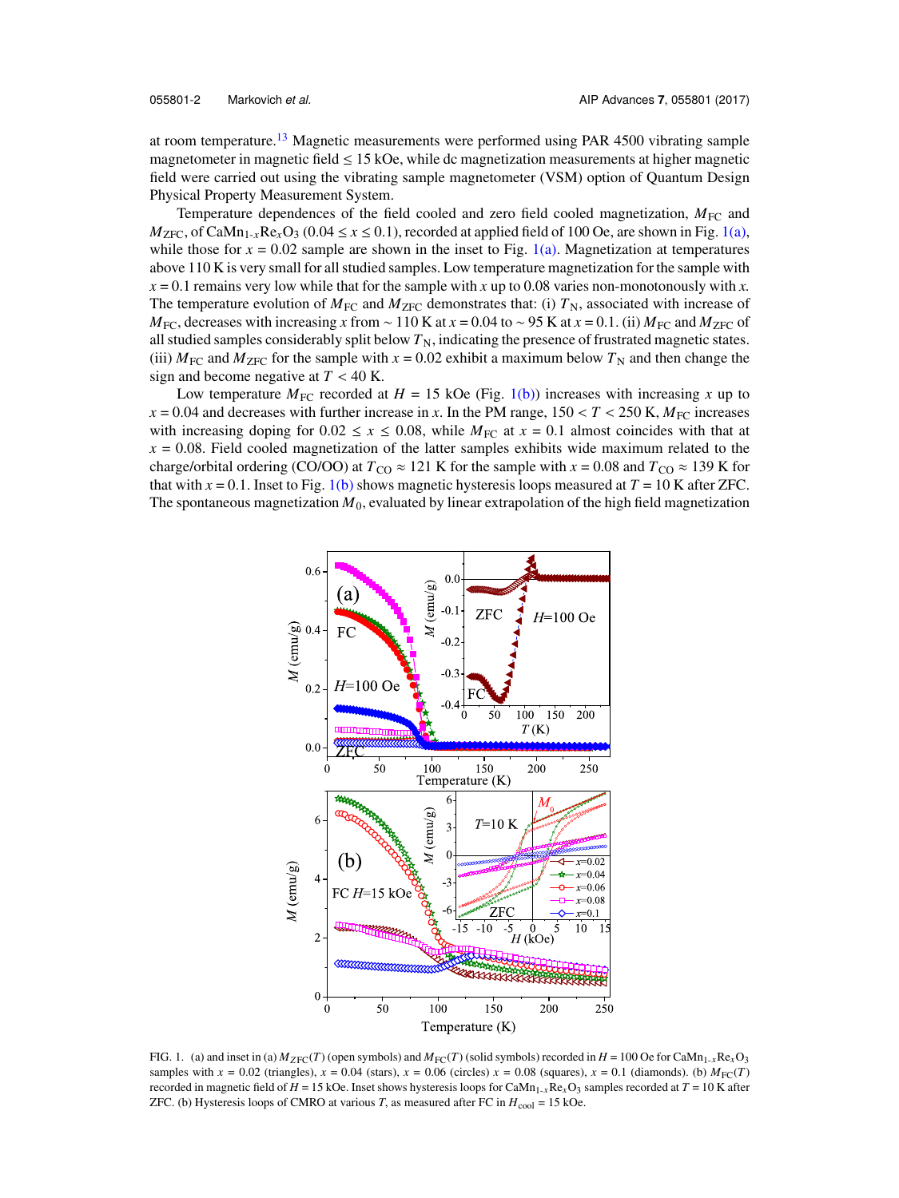at room temperature.[13] Magnetic measurements were performed using PAR 4500 vibrating sample magnetometer in magnetic field ≤ 15 kOe, while dc magnetization measurements at higher magnetic field were carried out using the vibrating sample magnetometer (VSM) option of Quantum Design Physical Property Measurement System.

Temperature dependences of the field cooled and zero field cooled magnetization, $M_{FC}$ and $M_{ZFC}$, of $CaMn_{1-x}Re_xO_3$ ($0.04 \le x \le 0.1$), recorded at applied field of 100 Oe, are shown in Fig. 1(a), while those for $x = 0.02$ sample are shown in the inset to Fig. 1(a). Magnetization at temperatures above 110 K is very small for all studied samples. Low temperature magnetization for the sample with $x = 0.1$ remains very low while that for the sample with $x$ up to 0.08 varies non-monotonously with $x$. The temperature evolution of $M_{FC}$ and $M_{ZFC}$ demonstrates that: (i) $T_N$, associated with increase of $M_{FC}$, decreases with increasing $x$ from ∼ 110 K at $x = 0.04$ to ∼ 95 K at $x = 0.1$. (ii) $M_{FC}$ and $M_{ZFC}$ of all studied samples considerably split below $T_N$, indicating the presence of frustrated magnetic states. (iii) $M_{FC}$ and $M_{ZFC}$ for the sample with $x = 0.02$ exhibit a maximum below $T_N$ and then change the sign and become negative at $T < 40$ K.

Low temperature $M_{FC}$ recorded at $H = 15$ kOe (Fig. 1(b)) increases with increasing $x$ up to $x = 0.04$ and decreases with further increase in $x$. In the PM range, $150 < T < 250$ K, $M_{FC}$ increases with increasing doping for $0.02 \le x \le 0.08$, while $M_{FC}$ at $x = 0.1$ almost coincides with that at $x = 0.08$. Field cooled magnetization of the latter samples exhibits wide maximum related to the charge/orbital ordering (CO/OO) at $T_{CO} \approx 121$ K for the sample with $x = 0.08$ and $T_{CO} \approx 139$ K for that with $x = 0.1$. Inset to Fig. 1(b) shows magnetic hysteresis loops measured at $T = 10$ K after ZFC. The spontaneous magnetization $M_0$, evaluated by linear extrapolation of the high field magnetization

FIG. 1. (a) and inset in (a) $M_{ZFC}(T)$ (open symbols) and $M_{FC}(T)$ (solid symbols) recorded in $H = 100$ Oe for $CaMn_{1-x}Re_xO_3$ samples with $x = 0.02$ (triangles), $x = 0.04$ (stars), $x = 0.06$ (circles) $x = 0.08$ (squares), $x = 0.1$ (diamonds). (b) $M_{FC}(T)$ recorded in magnetic field of $H = 15$ kOe. Inset shows hysteresis loops for $CaMn_{1-x}Re_xO_3$ samples recorded at $T = 10$ K after ZFC. (b) Hysteresis loops of CMRO at various $T$, as measured after FC in $H_{cool} = 15$ kOe.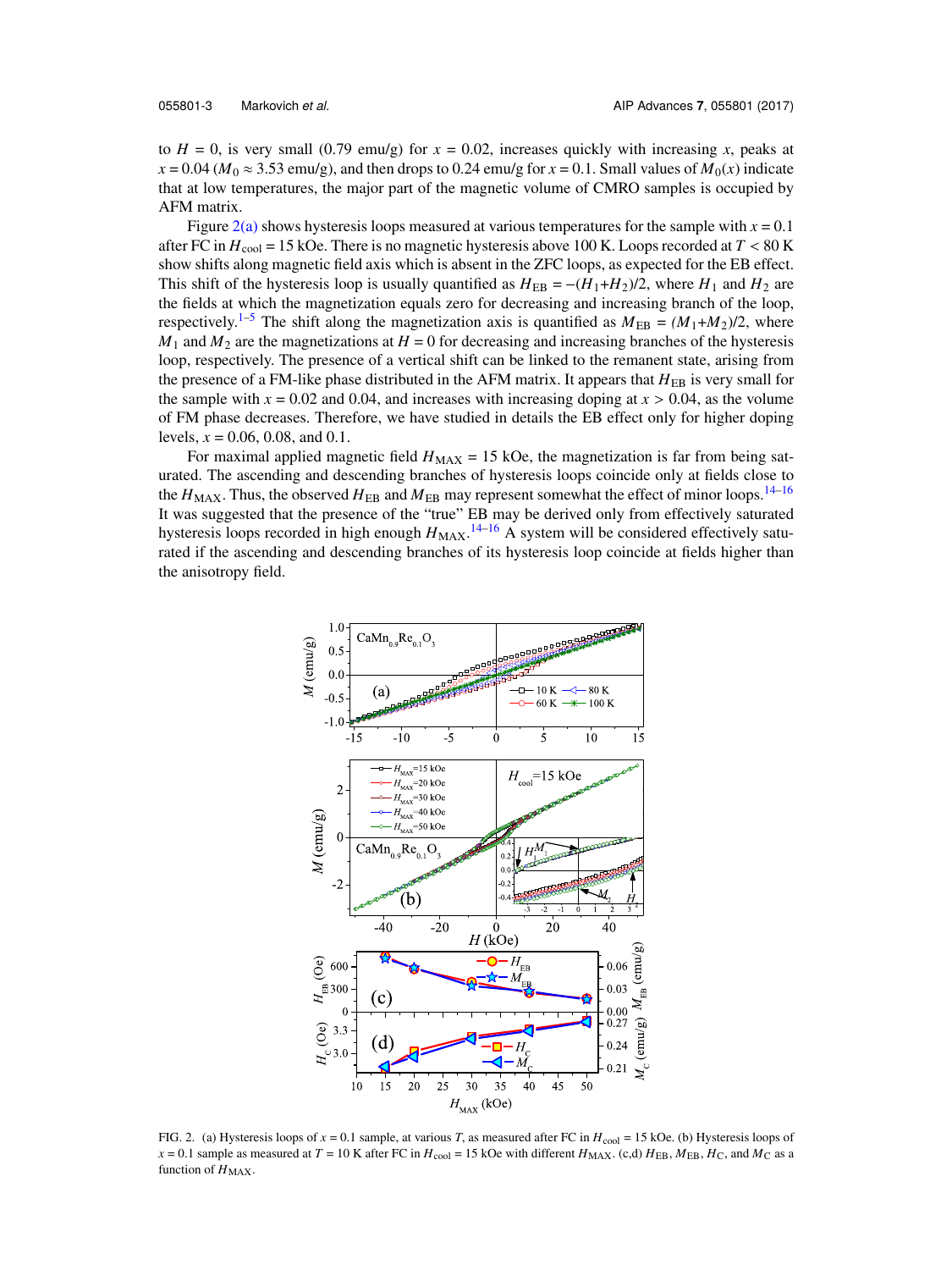to $H = 0$, is very small (0.79 emu/g) for $x = 0.02$, increases quickly with increasing $x$, peaks at $x = 0.04$ ($M_0 \approx 3.53$ emu/g), and then drops to 0.24 emu/g for $x = 0.1$. Small values of $M_0(x)$ indicate that at low temperatures, the major part of the magnetic volume of CMRO samples is occupied by AFM matrix.

Figure 2(a) shows hysteresis loops measured at various temperatures for the sample with $x = 0.1$ after FC in $H_{cool} = 15$ kOe. There is no magnetic hysteresis above 100 K. Loops recorded at $T < 80$ K show shifts along magnetic field axis which is absent in the ZFC loops, as expected for the EB effect. This shift of the hysteresis loop is usually quantified as $H_{EB} = -(H_1+H_2)/2$, where $H_1$ and $H_2$ are the fields at which the magnetization equals zero for decreasing and increasing branch of the loop, respectively.[1–5] The shift along the magnetization axis is quantified as $M_{EB} = (M_1+M_2)/2$, where $M_1$ and $M_2$ are the magnetizations at $H = 0$ for decreasing and increasing branches of the hysteresis loop, respectively. The presence of a vertical shift can be linked to the remanent state, arising from the presence of a FM-like phase distributed in the AFM matrix. It appears that $H_{EB}$ is very small for the sample with $x = 0.02$ and 0.04, and increases with increasing doping at $x > 0.04$, as the volume of FM phase decreases. Therefore, we have studied in details the EB effect only for higher doping levels, $x = 0.06$, 0.08, and 0.1.

For maximal applied magnetic field $H_{MAX} = 15$ kOe, the magnetization is far from being saturated. The ascending and descending branches of hysteresis loops coincide only at fields close to the $H_{MAX}$. Thus, the observed $H_{EB}$ and $M_{EB}$ may represent somewhat the effect of minor loops.[14–16] It was suggested that the presence of the "true" EB may be derived only from effectively saturated hysteresis loops recorded in high enough $H_{MAX}$.[14–16] A system will be considered effectively saturated if the ascending and descending branches of its hysteresis loop coincide at fields higher than the anisotropy field.

FIG. 2. (a) Hysteresis loops of $x = 0.1$ sample, at various $T$, as measured after FC in $H_{cool} = 15$ kOe. (b) Hysteresis loops of $x = 0.1$ sample as measured at $T = 10$ K after FC in $H_{cool} = 15$ kOe with different $H_{MAX}$. (c,d) $H_{EB}$, $M_{EB}$, $H_C$, and $M_C$ as a function of $H_{MAX}$.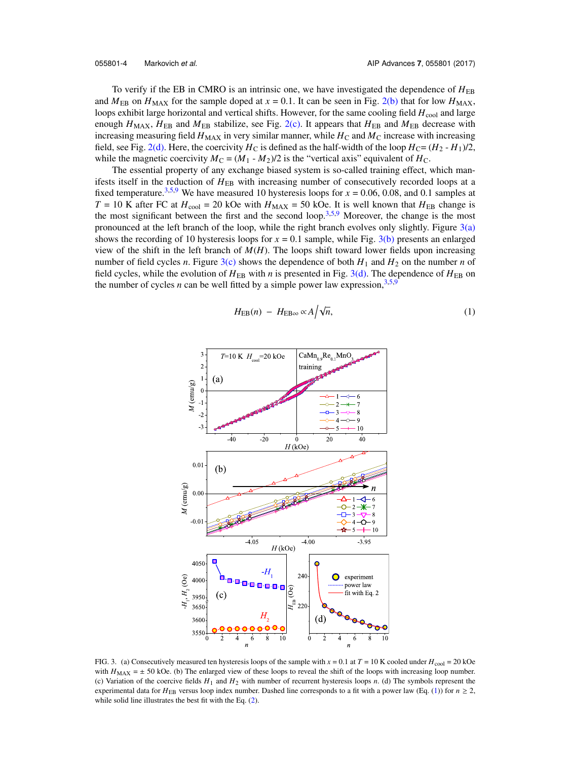To verify if the EB in CMRO is an intrinsic one, we have investigated the dependence of $H_{EB}$ and $M_{EB}$ on $H_{MAX}$ for the sample doped at $x = 0.1$. It can be seen in Fig. 2(b) that for low $H_{MAX}$, loops exhibit large horizontal and vertical shifts. However, for the same cooling field $H_{cool}$ and large enough $H_{MAX}$, $H_{EB}$ and $M_{EB}$ stabilize, see Fig. 2(c). It appears that $H_{EB}$ and $M_{EB}$ decrease with increasing measuring field $H_{MAX}$ in very similar manner, while $H_C$ and $M_C$ increase with increasing field, see Fig. 2(d). Here, the coercivity $H_C$ is defined as the half-width of the loop $H_C = (H_2 - H_1)/2$, while the magnetic coercivity $M_C = (M_1 - M_2)/2$ is the "vertical axis" equivalent of $H_C$.

The essential property of any exchange biased system is so-called training effect, which manifests itself in the reduction of $H_{EB}$ with increasing number of consecutively recorded loops at a fixed temperature.[3,5,9] We have measured 10 hysteresis loops for $x = 0.06$, 0.08, and 0.1 samples at $T = 10$ K after FC at $H_{cool} = 20$ kOe with $H_{MAX} = 50$ kOe. It is well known that $H_{EB}$ change is the most significant between the first and the second loop.[3,5,9] Moreover, the change is the most pronounced at the left branch of the loop, while the right branch evolves only slightly. Figure 3(a) shows the recording of 10 hysteresis loops for $x = 0.1$ sample, while Fig. 3(b) presents an enlarged view of the shift in the left branch of $M(H)$. The loops shift toward lower fields upon increasing number of field cycles $n$. Figure 3(c) shows the dependence of both $H_1$ and $H_2$ on the number $n$ of field cycles, while the evolution of $H_{EB}$ with $n$ is presented in Fig. 3(d). The dependence of $H_{EB}$ on the number of cycles $n$ can be well fitted by a simple power law expression,[3,5,9]

$$H_{EB}(n) - H_{EB\infty} \propto A\big/\sqrt{n}, \tag{1}$$

FIG. 3. (a) Consecutively measured ten hysteresis loops of the sample with $x = 0.1$ at $T = 10$ K cooled under $H_{cool} = 20$ kOe with $H_{MAX} = \pm$ 50 kOe. (b) The enlarged view of these loops to reveal the shift of the loops with increasing loop number. (c) Variation of the coercive fields $H_1$ and $H_2$ with number of recurrent hysteresis loops $n$. (d) The symbols represent the experimental data for $H_{EB}$ versus loop index number. Dashed line corresponds to a fit with a power law (Eq. (1)) for $n \geq 2$, while solid line illustrates the best fit with the Eq. (2).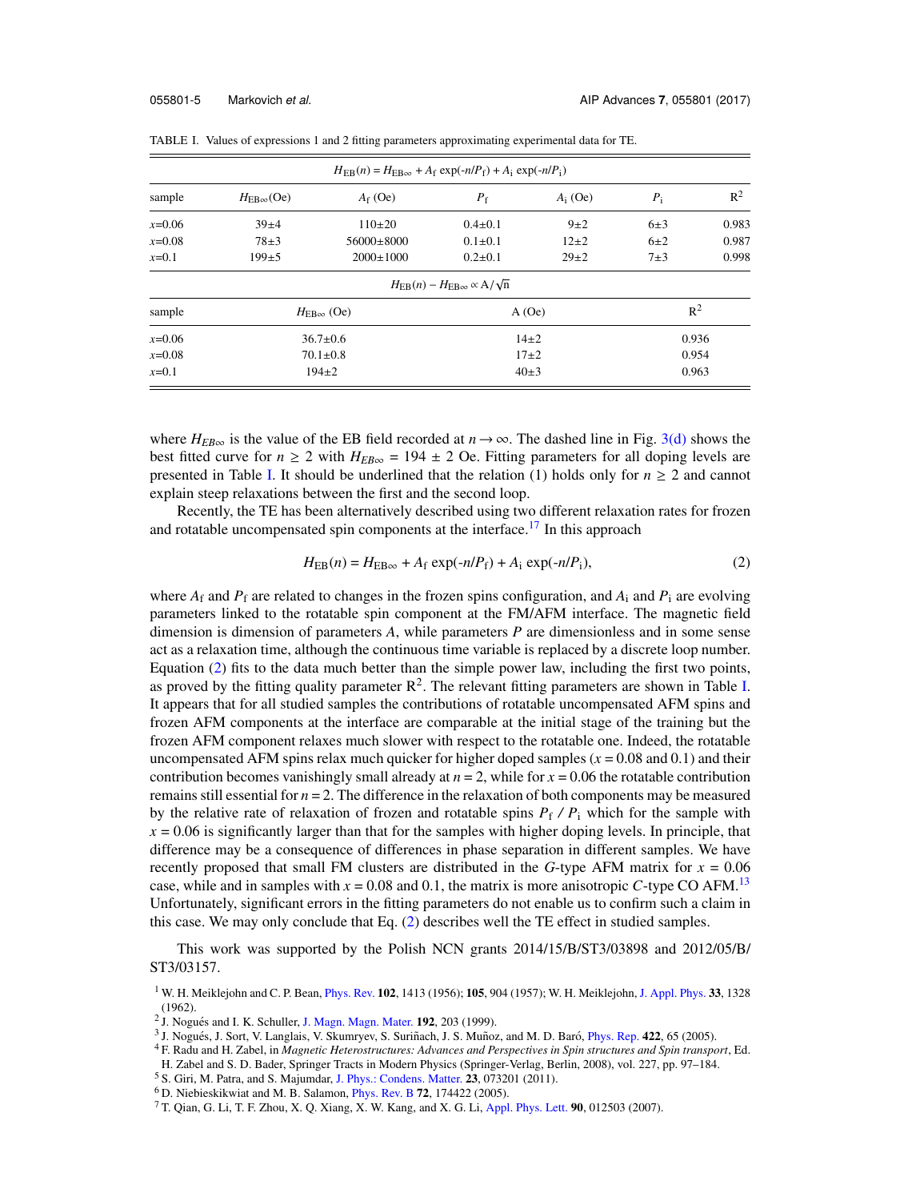TABLE I. Values of expressions 1 and 2 fitting parameters approximating experimental data for TE.

| $H_{EB}(n) = H_{EB\infty} + A_f \exp(-n/P_f) + A_i \exp(-n/P_i)$ | | | | | | |
|---|---|---|---|---|---|---|
| sample | $H_{EB\infty}$(Oe) | $A_f$ (Oe) | $P_f$ | $A_i$ (Oe) | $P_i$ | $R^2$ |
| $x$=0.06 | 39±4 | 110±20 | 0.4±0.1 | 9±2 | 6±3 | 0.983 |
| $x$=0.08 | 78±3 | 56000±8000 | 0.1±0.1 | 12±2 | 6±2 | 0.987 |
| $x$=0.1 | 199±5 | 2000±1000 | 0.2±0.1 | 29±2 | 7±3 | 0.998 |

| $H_{EB}(n) - H_{EB\infty} \propto A/\sqrt{n}$ | | | |
|---|---|---|---|
| sample | $H_{EB\infty}$ (Oe) | A (Oe) | $R^2$ |
| $x$=0.06 | 36.7±0.6 | 14±2 | 0.936 |
| $x$=0.08 | 70.1±0.8 | 17±2 | 0.954 |
| $x$=0.1 | 194±2 | 40±3 | 0.963 |

where $H_{EB\infty}$ is the value of the EB field recorded at $n \to \infty$. The dashed line in Fig. 3(d) shows the best fitted curve for $n \geq 2$ with $H_{EB\infty}$ = 194 ± 2 Oe. Fitting parameters for all doping levels are presented in Table I. It should be underlined that the relation (1) holds only for $n \geq 2$ and cannot explain steep relaxations between the first and the second loop.

Recently, the TE has been alternatively described using two different relaxation rates for frozen and rotatable uncompensated spin components at the interface.[17] In this approach

$$H_{EB}(n) = H_{EB\infty} + A_f \exp(-n/P_f) + A_i \exp(-n/P_i), \tag{2}$$

where $A_f$ and $P_f$ are related to changes in the frozen spins configuration, and $A_i$ and $P_i$ are evolving parameters linked to the rotatable spin component at the FM/AFM interface. The magnetic field dimension is dimension of parameters $A$, while parameters $P$ are dimensionless and in some sense act as a relaxation time, although the continuous time variable is replaced by a discrete loop number. Equation (2) fits to the data much better than the simple power law, including the first two points, as proved by the fitting quality parameter $R^2$. The relevant fitting parameters are shown in Table I. It appears that for all studied samples the contributions of rotatable uncompensated AFM spins and frozen AFM components at the interface are comparable at the initial stage of the training but the frozen AFM component relaxes much slower with respect to the rotatable one. Indeed, the rotatable uncompensated AFM spins relax much quicker for higher doped samples ($x$ = 0.08 and 0.1) and their contribution becomes vanishingly small already at $n$ = 2, while for $x$ = 0.06 the rotatable contribution remains still essential for $n$ = 2. The difference in the relaxation of both components may be measured by the relative rate of relaxation of frozen and rotatable spins $P_f$ / $P_i$ which for the sample with $x$ = 0.06 is significantly larger than that for the samples with higher doping levels. In principle, that difference may be a consequence of differences in phase separation in different samples. We have recently proposed that small FM clusters are distributed in the $G$-type AFM matrix for $x$ = 0.06 case, while and in samples with $x$ = 0.08 and 0.1, the matrix is more anisotropic $C$-type CO AFM.[13] Unfortunately, significant errors in the fitting parameters do not enable us to confirm such a claim in this case. We may only conclude that Eq. (2) describes well the TE effect in studied samples.

This work was supported by the Polish NCN grants 2014/15/B/ST3/03898 and 2012/05/B/ST3/03157.

[1] W. H. Meiklejohn and C. P. Bean, Phys. Rev. **102**, 1413 (1956); **105**, 904 (1957); W. H. Meiklejohn, J. Appl. Phys. **33**, 1328 (1962).
[2] J. Nogués and I. K. Schuller, J. Magn. Magn. Mater. **192**, 203 (1999).
[3] J. Nogués, J. Sort, V. Langlais, V. Skumryev, S. Suriñach, J. S. Muñoz, and M. D. Baró, Phys. Rep. **422**, 65 (2005).
[4] F. Radu and H. Zabel, in *Magnetic Heterostructures: Advances and Perspectives in Spin structures and Spin transport*, Ed. H. Zabel and S. D. Bader, Springer Tracts in Modern Physics (Springer-Verlag, Berlin, 2008), vol. 227, pp. 97–184.
[5] S. Giri, M. Patra, and S. Majumdar, J. Phys.: Condens. Matter. **23**, 073201 (2011).
[6] D. Niebieskikwiat and M. B. Salamon, Phys. Rev. B **72**, 174422 (2005).
[7] T. Qian, G. Li, T. F. Zhou, X. Q. Xiang, X. W. Kang, and X. G. Li, Appl. Phys. Lett. **90**, 012503 (2007).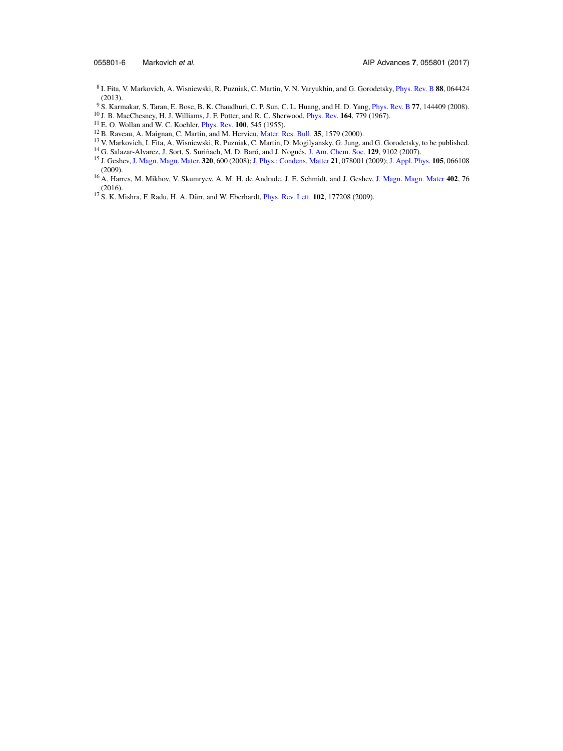[8] I. Fita, V. Markovich, A. Wisniewski, R. Puzniak, C. Martin, V. N. Varyukhin, and G. Gorodetsky, Phys. Rev. B **88**, 064424 (2013).

[9] S. Karmakar, S. Taran, E. Bose, B. K. Chaudhuri, C. P. Sun, C. L. Huang, and H. D. Yang, Phys. Rev. B **77**, 144409 (2008).

[10] J. B. MacChesney, H. J. Williams, J. F. Potter, and R. C. Sherwood, Phys. Rev. **164**, 779 (1967).

[11] E. O. Wollan and W. C. Koehler, Phys. Rev. **100**, 545 (1955).

[12] B. Raveau, A. Maignan, C. Martin, and M. Hervieu, Mater. Res. Bull. **35**, 1579 (2000).

[13] V. Markovich, I. Fita, A. Wisniewski, R. Puzniak, C. Martin, D. Mogilyansky, G. Jung, and G. Gorodetsky, to be published.

[14] G. Salazar-Alvarez, J. Sort, S. Suriñach, M. D. Baró, and J. Nogués, J. Am. Chem. Soc. **129**, 9102 (2007).

[15] J. Geshev, J. Magn. Magn. Mater. **320**, 600 (2008); J. Phys.: Condens. Matter **21**, 078001 (2009); J. Appl. Phys. **105**, 066108 (2009).

[16] A. Harres, M. Mikhov, V. Skumryev, A. M. H. de Andrade, J. E. Schmidt, and J. Geshev, J. Magn. Magn. Mater **402**, 76 (2016).

[17] S. K. Mishra, F. Radu, H. A. Dürr, and W. Eberhardt, Phys. Rev. Lett. **102**, 177208 (2009).